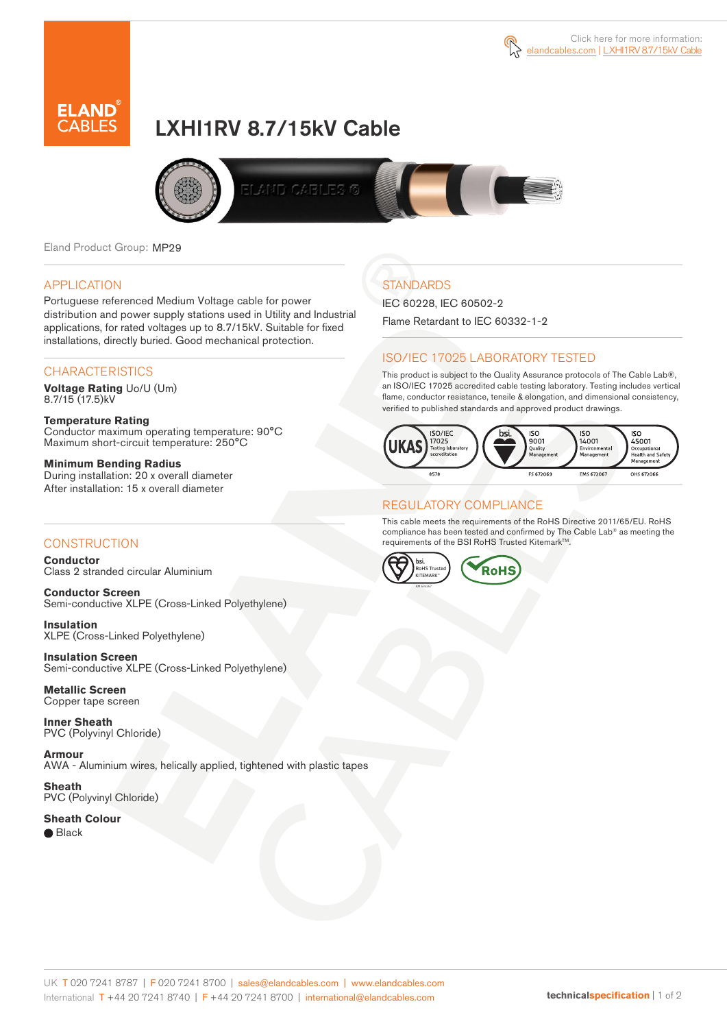Click here for more information: elandcables.com | LXHI1RV 8.7/15kV Cable

# LXHI1RV 8.7/15kV Cable

Eland Product Group: MP29

## APPLICATION

Portuguese referenced Medium Voltage cable for power distribution and power supply stations used in Utility and Industrial applications, for rated voltages up to 8.7/15kV. Suitable for fixed installations, directly buried. Good mechanical protection.

## CHARACTERISTICS

**Voltage Rating** Uo/U (Um)
8.7/15 (17.5)kV

**Temperature Rating**
Conductor maximum operating temperature: 90°C
Maximum short-circuit temperature: 250°C

**Minimum Bending Radius**
During installation: 20 x overall diameter
After installation: 15 x overall diameter

## CONSTRUCTION

**Conductor**
Class 2 stranded circular Aluminium

**Conductor Screen**
Semi-conductive XLPE (Cross-Linked Polyethylene)

**Insulation**
XLPE (Cross-Linked Polyethylene)

**Insulation Screen**
Semi-conductive XLPE (Cross-Linked Polyethylene)

**Metallic Screen**
Copper tape screen

**Inner Sheath**
PVC (Polyvinyl Chloride)

**Armour**
AWA - Aluminium wires, helically applied, tightened with plastic tapes

**Sheath**
PVC (Polyvinyl Chloride)

**Sheath Colour**
● Black

## STANDARDS

IEC 60228, IEC 60502-2

Flame Retardant to IEC 60332-1-2

## ISO/IEC 17025 LABORATORY TESTED

This product is subject to the Quality Assurance protocols of The Cable Lab®, an ISO/IEC 17025 accredited cable testing laboratory. Testing includes vertical flame, conductor resistance, tensile & elongation, and dimensional consistency, verified to published standards and approved product drawings.

UKAS ISO/IEC 17025 Testing laboratory accreditation 8578 | bsi. ISO 9001 Quality Management FS 672069 | ISO 14001 Environmental Management EMS 672067 | ISO 45001 Occupational Health and Safety Management OHS 672066

## REGULATORY COMPLIANCE

This cable meets the requirements of the RoHS Directive 2011/65/EU. RoHS compliance has been tested and confirmed by The Cable Lab® as meeting the requirements of the BSI RoHS Trusted Kitemark™.

bsi. RoHS Trusted KITEMARK™ | RoHS

UK T 020 7241 8787 | F 020 7241 8700 | sales@elandcables.com | www.elandcables.com
International T +44 20 7241 8740 | F +44 20 7241 8700 | international@elandcables.com

technicalspecification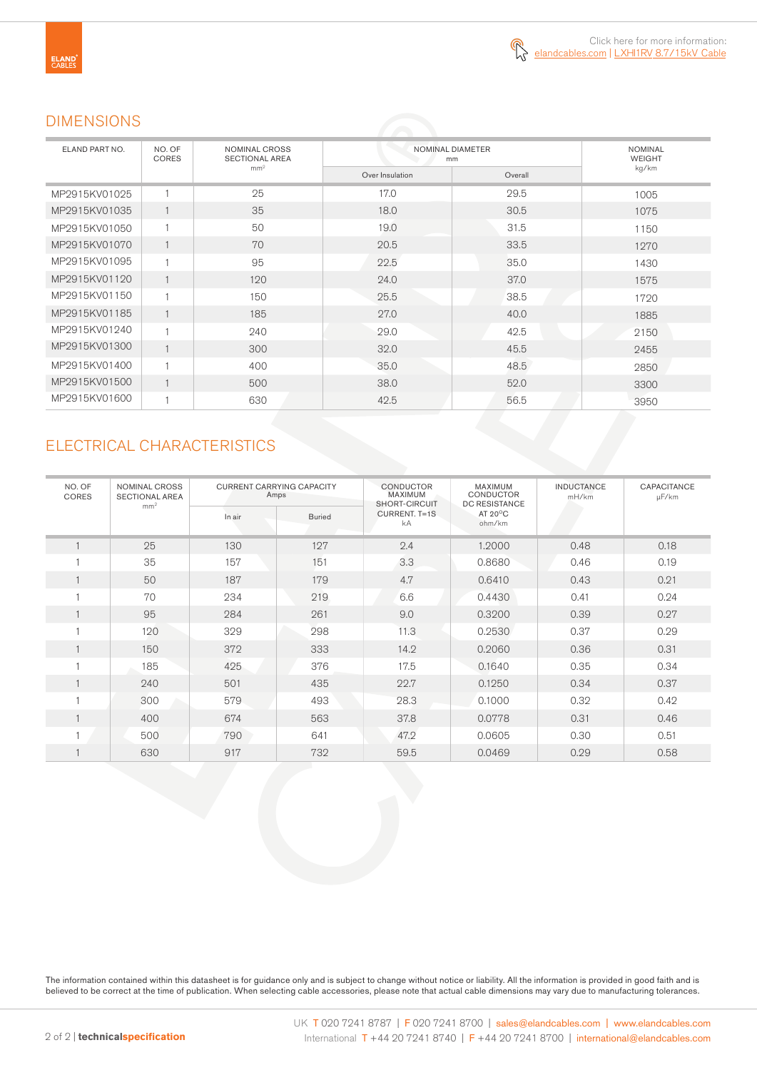Click here for more information: elandcables.com | LXHI1RV 8.7/15kV Cable

## DIMENSIONS

| ELAND PART NO. | NO. OF CORES | NOMINAL CROSS SECTIONAL AREA mm² | NOMINAL DIAMETER mm | | NOMINAL WEIGHT kg/km |
|---|---|---|---|---|---|
| | | | Over Insulation | Overall | |
| MP2915KV01025 | 1 | 25 | 17.0 | 29.5 | 1005 |
| MP2915KV01035 | 1 | 35 | 18.0 | 30.5 | 1075 |
| MP2915KV01050 | 1 | 50 | 19.0 | 31.5 | 1150 |
| MP2915KV01070 | 1 | 70 | 20.5 | 33.5 | 1270 |
| MP2915KV01095 | 1 | 95 | 22.5 | 35.0 | 1430 |
| MP2915KV01120 | 1 | 120 | 24.0 | 37.0 | 1575 |
| MP2915KV01150 | 1 | 150 | 25.5 | 38.5 | 1720 |
| MP2915KV01185 | 1 | 185 | 27.0 | 40.0 | 1885 |
| MP2915KV01240 | 1 | 240 | 29.0 | 42.5 | 2150 |
| MP2915KV01300 | 1 | 300 | 32.0 | 45.5 | 2455 |
| MP2915KV01400 | 1 | 400 | 35.0 | 48.5 | 2850 |
| MP2915KV01500 | 1 | 500 | 38.0 | 52.0 | 3300 |
| MP2915KV01600 | 1 | 630 | 42.5 | 56.5 | 3950 |

## ELECTRICAL CHARACTERISTICS

| NO. OF CORES | NOMINAL CROSS SECTIONAL AREA mm² | CURRENT CARRYING CAPACITY Amps | | CONDUCTOR MAXIMUM SHORT-CIRCUIT CURRENT. T=1S kA | MAXIMUM CONDUCTOR DC RESISTANCE AT 20°C ohm/km | INDUCTANCE mH/km | CAPACITANCE µF/km |
|---|---|---|---|---|---|---|---|
| | | In air | Buried | | | | |
| 1 | 25 | 130 | 127 | 2.4 | 1.2000 | 0.48 | 0.18 |
| 1 | 35 | 157 | 151 | 3.3 | 0.8680 | 0.46 | 0.19 |
| 1 | 50 | 187 | 179 | 4.7 | 0.6410 | 0.43 | 0.21 |
| 1 | 70 | 234 | 219 | 6.6 | 0.4430 | 0.41 | 0.24 |
| 1 | 95 | 284 | 261 | 9.0 | 0.3200 | 0.39 | 0.27 |
| 1 | 120 | 329 | 298 | 11.3 | 0.2530 | 0.37 | 0.29 |
| 1 | 150 | 372 | 333 | 14.2 | 0.2060 | 0.36 | 0.31 |
| 1 | 185 | 425 | 376 | 17.5 | 0.1640 | 0.35 | 0.34 |
| 1 | 240 | 501 | 435 | 22.7 | 0.1250 | 0.34 | 0.37 |
| 1 | 300 | 579 | 493 | 28.3 | 0.1000 | 0.32 | 0.42 |
| 1 | 400 | 674 | 563 | 37.8 | 0.0778 | 0.31 | 0.46 |
| 1 | 500 | 790 | 641 | 47.2 | 0.0605 | 0.30 | 0.51 |
| 1 | 630 | 917 | 732 | 59.5 | 0.0469 | 0.29 | 0.58 |

The information contained within this datasheet is for guidance only and is subject to change without notice or liability. All the information is provided in good faith and is believed to be correct at the time of publication. When selecting cable accessories, please note that actual cable dimensions may vary due to manufacturing tolerances.

UK T 020 7241 8787 | F 020 7241 8700 | sales@elandcables.com | www.elandcables.com
International T +44 20 7241 8740 | F +44 20 7241 8700 | international@elandcables.com